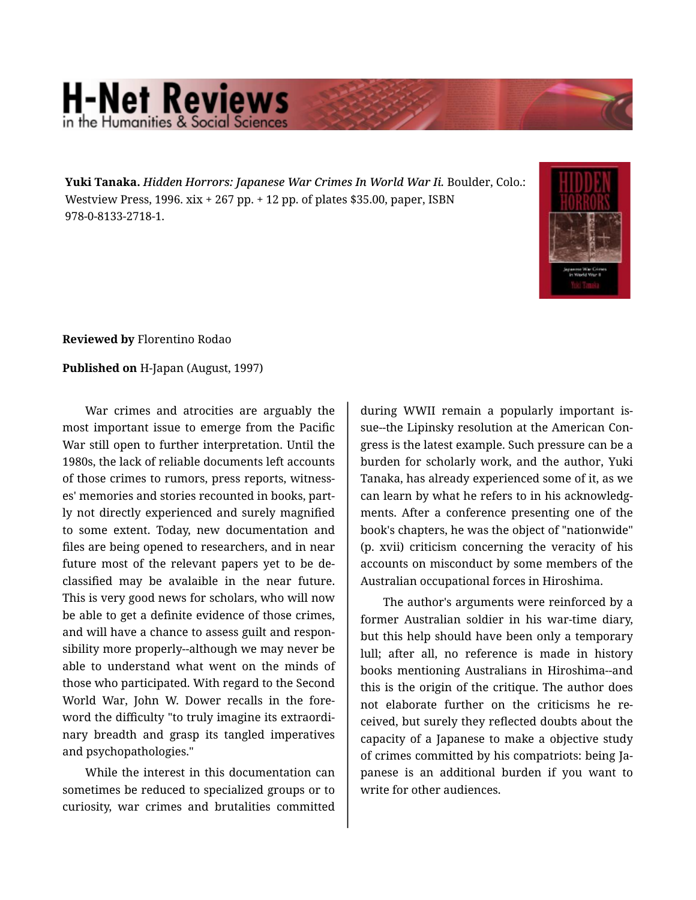**Yuki Tanaka.** *Hidden Horrors: Japanese War Crimes In World War Ii.* Boulder, Colo.: Westview Press, 1996. xix + 267 pp. + 12 pp. of plates $35.00, paper, ISBN 978-0-8133-2718-1.

**Reviewed by** Florentino Rodao

**Published on** H-Japan (August, 1997)

War crimes and atrocities are arguably the most important issue to emerge from the Pacific War still open to further interpretation. Until the 1980s, the lack of reliable documents left accounts of those crimes to rumors, press reports, witnesses' memories and stories recounted in books, partly not directly experienced and surely magnified to some extent. Today, new documentation and files are being opened to researchers, and in near future most of the relevant papers yet to be declassified may be avalaible in the near future. This is very good news for scholars, who will now be able to get a definite evidence of those crimes, and will have a chance to assess guilt and responsibility more properly--although we may never be able to understand what went on the minds of those who participated. With regard to the Second World War, John W. Dower recalls in the foreword the difficulty "to truly imagine its extraordinary breadth and grasp its tangled imperatives and psychopathologies."

While the interest in this documentation can sometimes be reduced to specialized groups or to curiosity, war crimes and brutalities committed during WWII remain a popularly important issue--the Lipinsky resolution at the American Congress is the latest example. Such pressure can be a burden for scholarly work, and the author, Yuki Tanaka, has already experienced some of it, as we can learn by what he refers to in his acknowledgments. After a conference presenting one of the book's chapters, he was the object of "nationwide" (p. xvii) criticism concerning the veracity of his accounts on misconduct by some members of the Australian occupational forces in Hiroshima.

The author's arguments were reinforced by a former Australian soldier in his war-time diary, but this help should have been only a temporary lull; after all, no reference is made in history books mentioning Australians in Hiroshima--and this is the origin of the critique. The author does not elaborate further on the criticisms he received, but surely they reflected doubts about the capacity of a Japanese to make a objective study of crimes committed by his compatriots: being Japanese is an additional burden if you want to write for other audiences.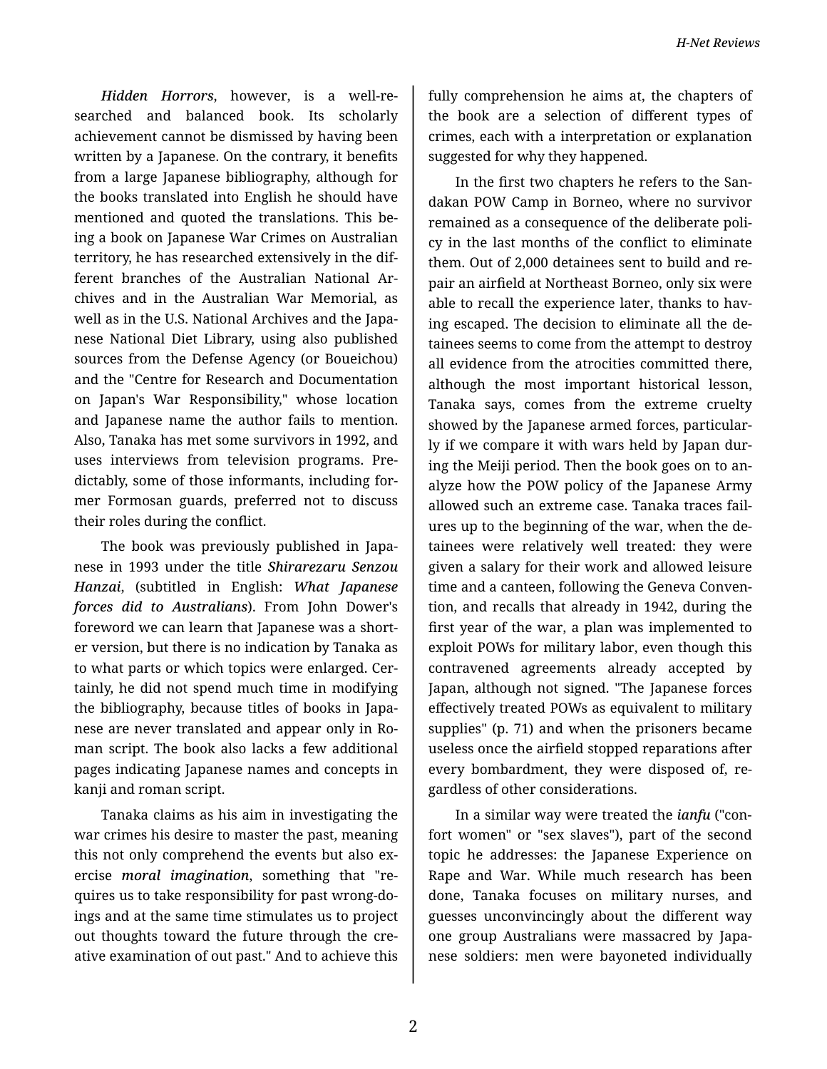*Hidden Horrors*, however, is a well-researched and balanced book. Its scholarly achievement cannot be dismissed by having been written by a Japanese. On the contrary, it benefits from a large Japanese bibliography, although for the books translated into English he should have mentioned and quoted the translations. This being a book on Japanese War Crimes on Australian territory, he has researched extensively in the different branches of the Australian National Archives and in the Australian War Memorial, as well as in the U.S. National Archives and the Japanese National Diet Library, using also published sources from the Defense Agency (or Boueichou) and the "Centre for Research and Documentation on Japan's War Responsibility," whose location and Japanese name the author fails to mention. Also, Tanaka has met some survivors in 1992, and uses interviews from television programs. Predictably, some of those informants, including former Formosan guards, preferred not to discuss their roles during the conflict.

The book was previously published in Japanese in 1993 under the title ***Shirarezaru Senzou Hanzai***, (subtitled in English: ***What Japanese forces did to Australians***). From John Dower's foreword we can learn that Japanese was a shorter version, but there is no indication by Tanaka as to what parts or which topics were enlarged. Certainly, he did not spend much time in modifying the bibliography, because titles of books in Japanese are never translated and appear only in Roman script. The book also lacks a few additional pages indicating Japanese names and concepts in kanji and roman script.

Tanaka claims as his aim in investigating the war crimes his desire to master the past, meaning this not only comprehend the events but also exercise ***moral imagination***, something that "requires us to take responsibility for past wrong-doings and at the same time stimulates us to project out thoughts toward the future through the creative examination of out past." And to achieve this fully comprehension he aims at, the chapters of the book are a selection of different types of crimes, each with a interpretation or explanation suggested for why they happened.

In the first two chapters he refers to the Sandakan POW Camp in Borneo, where no survivor remained as a consequence of the deliberate policy in the last months of the conflict to eliminate them. Out of 2,000 detainees sent to build and repair an airfield at Northeast Borneo, only six were able to recall the experience later, thanks to having escaped. The decision to eliminate all the detainees seems to come from the attempt to destroy all evidence from the atrocities committed there, although the most important historical lesson, Tanaka says, comes from the extreme cruelty showed by the Japanese armed forces, particularly if we compare it with wars held by Japan during the Meiji period. Then the book goes on to analyze how the POW policy of the Japanese Army allowed such an extreme case. Tanaka traces failures up to the beginning of the war, when the detainees were relatively well treated: they were given a salary for their work and allowed leisure time and a canteen, following the Geneva Convention, and recalls that already in 1942, during the first year of the war, a plan was implemented to exploit POWs for military labor, even though this contravened agreements already accepted by Japan, although not signed. "The Japanese forces effectively treated POWs as equivalent to military supplies" (p. 71) and when the prisoners became useless once the airfield stopped reparations after every bombardment, they were disposed of, regardless of other considerations.

In a similar way were treated the ***ianfu*** ("confort women" or "sex slaves"), part of the second topic he addresses: the Japanese Experience on Rape and War. While much research has been done, Tanaka focuses on military nurses, and guesses unconvincingly about the different way one group Australians were massacred by Japanese soldiers: men were bayoneted individually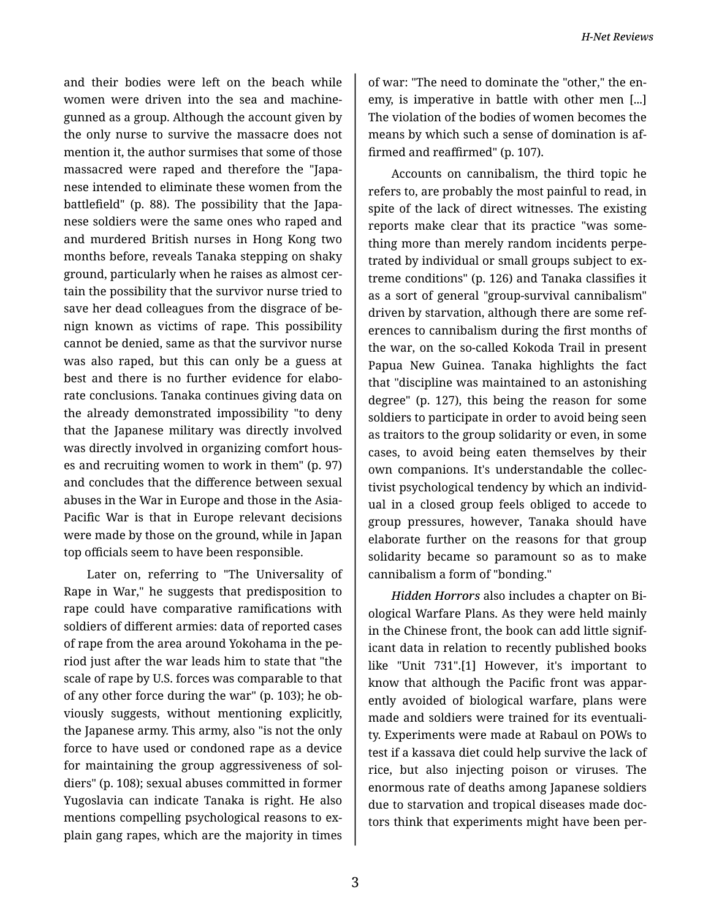and their bodies were left on the beach while women were driven into the sea and machine-gunned as a group. Although the account given by the only nurse to survive the massacre does not mention it, the author surmises that some of those massacred were raped and therefore the "Japanese intended to eliminate these women from the battlefield" (p. 88). The possibility that the Japanese soldiers were the same ones who raped and and murdered British nurses in Hong Kong two months before, reveals Tanaka stepping on shaky ground, particularly when he raises as almost certain the possibility that the survivor nurse tried to save her dead colleagues from the disgrace of benign known as victims of rape. This possibility cannot be denied, same as that the survivor nurse was also raped, but this can only be a guess at best and there is no further evidence for elaborate conclusions. Tanaka continues giving data on the already demonstrated impossibility "to deny that the Japanese military was directly involved was directly involved in organizing comfort houses and recruiting women to work in them" (p. 97) and concludes that the difference between sexual abuses in the War in Europe and those in the Asia-Pacific War is that in Europe relevant decisions were made by those on the ground, while in Japan top officials seem to have been responsible.

Later on, referring to "The Universality of Rape in War," he suggests that predisposition to rape could have comparative ramifications with soldiers of different armies: data of reported cases of rape from the area around Yokohama in the period just after the war leads him to state that "the scale of rape by U.S. forces was comparable to that of any other force during the war" (p. 103); he obviously suggests, without mentioning explicitly, the Japanese army. This army, also "is not the only force to have used or condoned rape as a device for maintaining the group aggressiveness of soldiers" (p. 108); sexual abuses committed in former Yugoslavia can indicate Tanaka is right. He also mentions compelling psychological reasons to explain gang rapes, which are the majority in times of war: "The need to dominate the "other," the enemy, is imperative in battle with other men [...] The violation of the bodies of women becomes the means by which such a sense of domination is affirmed and reaffirmed" (p. 107).

Accounts on cannibalism, the third topic he refers to, are probably the most painful to read, in spite of the lack of direct witnesses. The existing reports make clear that its practice "was something more than merely random incidents perpetrated by individual or small groups subject to extreme conditions" (p. 126) and Tanaka classifies it as a sort of general "group-survival cannibalism" driven by starvation, although there are some references to cannibalism during the first months of the war, on the so-called Kokoda Trail in present Papua New Guinea. Tanaka highlights the fact that "discipline was maintained to an astonishing degree" (p. 127), this being the reason for some soldiers to participate in order to avoid being seen as traitors to the group solidarity or even, in some cases, to avoid being eaten themselves by their own companions. It's understandable the collectivist psychological tendency by which an individual in a closed group feels obliged to accede to group pressures, however, Tanaka should have elaborate further on the reasons for that group solidarity became so paramount so as to make cannibalism a form of "bonding."

*Hidden Horrors* also includes a chapter on Biological Warfare Plans. As they were held mainly in the Chinese front, the book can add little significant data in relation to recently published books like "Unit 731".[1] However, it's important to know that although the Pacific front was apparently avoided of biological warfare, plans were made and soldiers were trained for its eventuality. Experiments were made at Rabaul on POWs to test if a kassava diet could help survive the lack of rice, but also injecting poison or viruses. The enormous rate of deaths among Japanese soldiers due to starvation and tropical diseases made doctors think that experiments might have been per-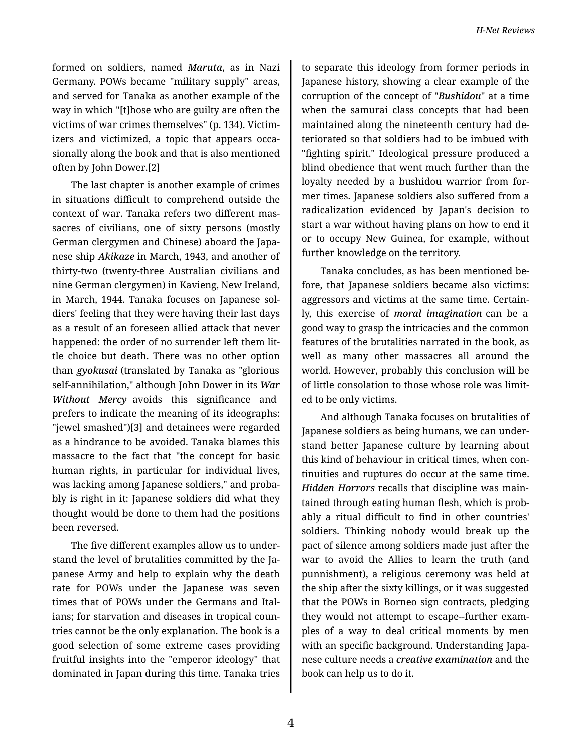formed on soldiers, named *Maruta*, as in Nazi Germany. POWs became "military supply" areas, and served for Tanaka as another example of the way in which "[t]hose who are guilty are often the victims of war crimes themselves" (p. 134). Victimizers and victimized, a topic that appears occasionally along the book and that is also mentioned often by John Dower.[2]

The last chapter is another example of crimes in situations difficult to comprehend outside the context of war. Tanaka refers two different massacres of civilians, one of sixty persons (mostly German clergymen and Chinese) aboard the Japanese ship *Akikaze* in March, 1943, and another of thirty-two (twenty-three Australian civilians and nine German clergymen) in Kavieng, New Ireland, in March, 1944. Tanaka focuses on Japanese soldiers' feeling that they were having their last days as a result of an foreseen allied attack that never happened: the order of no surrender left them little choice but death. There was no other option than *gyokusai* (translated by Tanaka as "glorious self-annihilation," although John Dower in its *War Without Mercy* avoids this significance and prefers to indicate the meaning of its ideographs: "jewel smashed")[3] and detainees were regarded as a hindrance to be avoided. Tanaka blames this massacre to the fact that "the concept for basic human rights, in particular for individual lives, was lacking among Japanese soldiers," and probably is right in it: Japanese soldiers did what they thought would be done to them had the positions been reversed.

The five different examples allow us to understand the level of brutalities committed by the Japanese Army and help to explain why the death rate for POWs under the Japanese was seven times that of POWs under the Germans and Italians; for starvation and diseases in tropical countries cannot be the only explanation. The book is a good selection of some extreme cases providing fruitful insights into the "emperor ideology" that dominated in Japan during this time. Tanaka tries to separate this ideology from former periods in Japanese history, showing a clear example of the corruption of the concept of "*Bushidou*" at a time when the samurai class concepts that had been maintained along the nineteenth century had deteriorated so that soldiers had to be imbued with "fighting spirit." Ideological pressure produced a blind obedience that went much further than the loyalty needed by a bushidou warrior from former times. Japanese soldiers also suffered from a radicalization evidenced by Japan's decision to start a war without having plans on how to end it or to occupy New Guinea, for example, without further knowledge on the territory.

Tanaka concludes, as has been mentioned before, that Japanese soldiers became also victims: aggressors and victims at the same time. Certainly, this exercise of *moral imagination* can be a good way to grasp the intricacies and the common features of the brutalities narrated in the book, as well as many other massacres all around the world. However, probably this conclusion will be of little consolation to those whose role was limited to be only victims.

And although Tanaka focuses on brutalities of Japanese soldiers as being humans, we can understand better Japanese culture by learning about this kind of behaviour in critical times, when continuities and ruptures do occur at the same time. *Hidden Horrors* recalls that discipline was maintained through eating human flesh, which is probably a ritual difficult to find in other countries' soldiers. Thinking nobody would break up the pact of silence among soldiers made just after the war to avoid the Allies to learn the truth (and punnishment), a religious ceremony was held at the ship after the sixty killings, or it was suggested that the POWs in Borneo sign contracts, pledging they would not attempt to escape--further examples of a way to deal critical moments by men with an specific background. Understanding Japanese culture needs a *creative examination* and the book can help us to do it.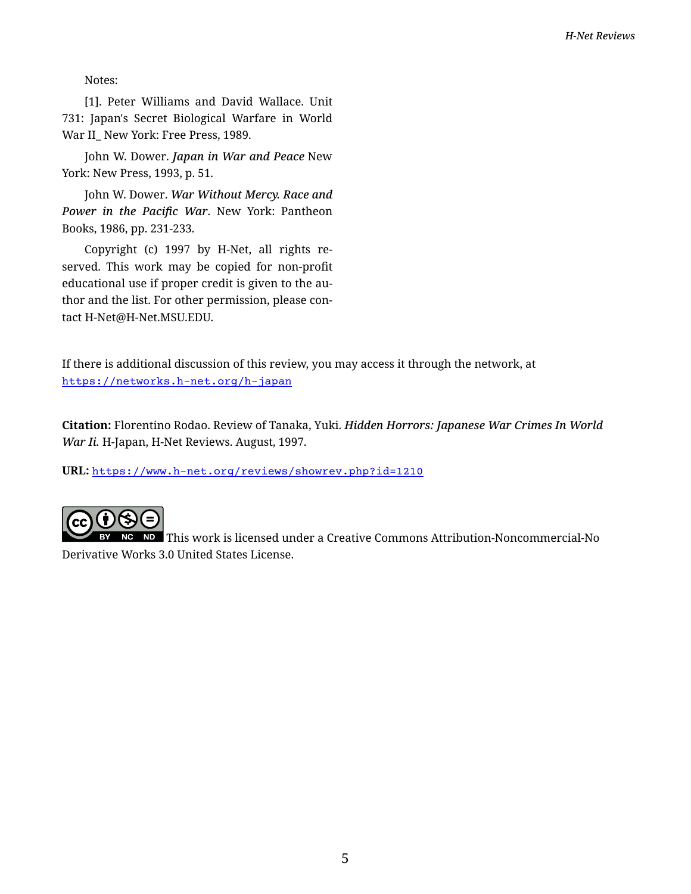Notes:

[1]. Peter Williams and David Wallace. Unit 731: Japan's Secret Biological Warfare in World War II_ New York: Free Press, 1989.

John W. Dower. *Japan in War and Peace* New York: New Press, 1993, p. 51.

John W. Dower. *War Without Mercy. Race and Power in the Pacific War*. New York: Pantheon Books, 1986, pp. 231-233.

Copyright (c) 1997 by H-Net, all rights reserved. This work may be copied for non-profit educational use if proper credit is given to the author and the list. For other permission, please contact H-Net@H-Net.MSU.EDU.

If there is additional discussion of this review, you may access it through the network, at https://networks.h-net.org/h-japan

**Citation:** Florentino Rodao. Review of Tanaka, Yuki. *Hidden Horrors: Japanese War Crimes In World War Ii.* H-Japan, H-Net Reviews. August, 1997.

**URL:** https://www.h-net.org/reviews/showrev.php?id=1210

This work is licensed under a Creative Commons Attribution-Noncommercial-No Derivative Works 3.0 United States License.